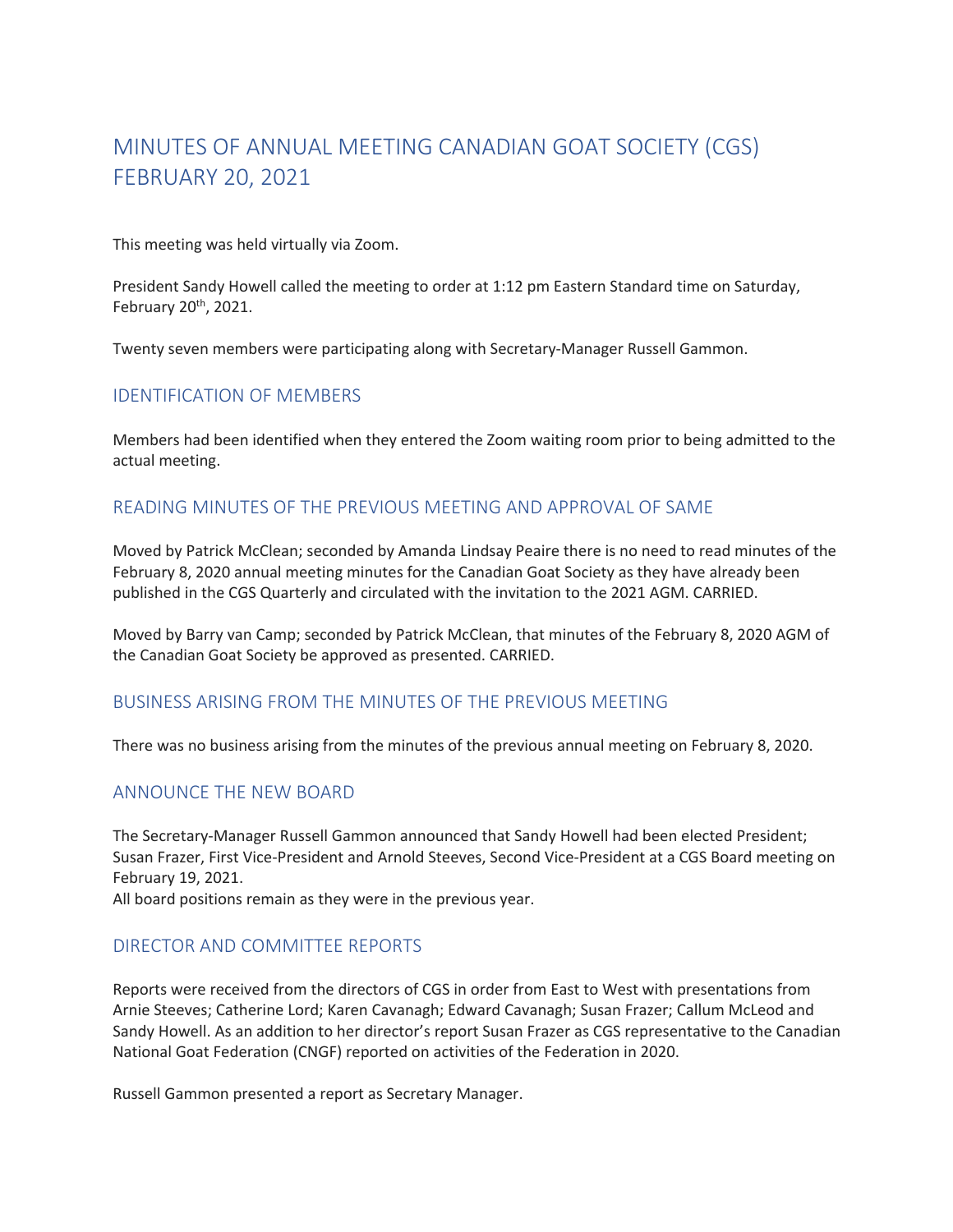# MINUTES OF ANNUAL MEETING CANADIAN GOAT SOCIETY (CGS) FEBRUARY 20, 2021

This meeting was held virtually via Zoom.

President Sandy Howell called the meeting to order at 1:12 pm Eastern Standard time on Saturday, February 20th, 2021.

Twenty seven members were participating along with Secretary-Manager Russell Gammon.

## IDENTIFICATION OF MEMBERS

Members had been identified when they entered the Zoom waiting room prior to being admitted to the actual meeting.

## READING MINUTES OF THE PREVIOUS MEETING AND APPROVAL OF SAME

Moved by Patrick McClean; seconded by Amanda Lindsay Peaire there is no need to read minutes of the February 8, 2020 annual meeting minutes for the Canadian Goat Society as they have already been published in the CGS Quarterly and circulated with the invitation to the 2021 AGM. CARRIED.

Moved by Barry van Camp; seconded by Patrick McClean, that minutes of the February 8, 2020 AGM of the Canadian Goat Society be approved as presented. CARRIED.

## BUSINESS ARISING FROM THE MINUTES OF THE PREVIOUS MEETING

There was no business arising from the minutes of the previous annual meeting on February 8, 2020.

## ANNOUNCE THE NEW BOARD

The Secretary-Manager Russell Gammon announced that Sandy Howell had been elected President; Susan Frazer, First Vice-President and Arnold Steeves, Second Vice-President at a CGS Board meeting on February 19, 2021.
All board positions remain as they were in the previous year.

## DIRECTOR AND COMMITTEE REPORTS

Reports were received from the directors of CGS in order from East to West with presentations from Arnie Steeves; Catherine Lord; Karen Cavanagh; Edward Cavanagh; Susan Frazer; Callum McLeod and Sandy Howell. As an addition to her director's report Susan Frazer as CGS representative to the Canadian National Goat Federation (CNGF) reported on activities of the Federation in 2020.

Russell Gammon presented a report as Secretary Manager.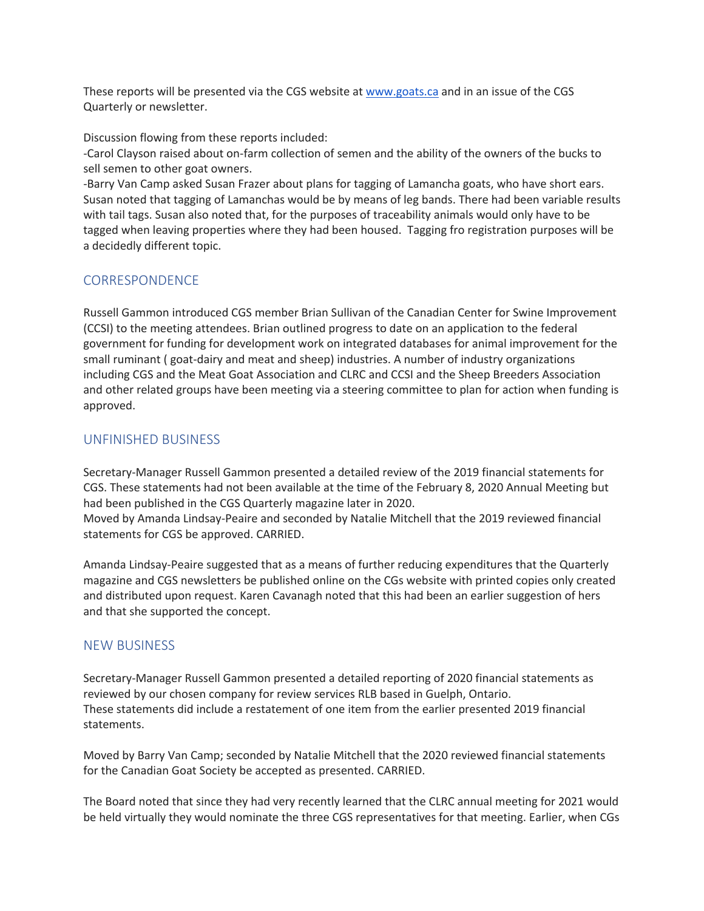These reports will be presented via the CGS website at www.goats.ca and in an issue of the CGS Quarterly or newsletter.

Discussion flowing from these reports included:
-Carol Clayson raised about on-farm collection of semen and the ability of the owners of the bucks to sell semen to other goat owners.
-Barry Van Camp asked Susan Frazer about plans for tagging of Lamancha goats, who have short ears. Susan noted that tagging of Lamanchas would be by means of leg bands. There had been variable results with tail tags. Susan also noted that, for the purposes of traceability animals would only have to be tagged when leaving properties where they had been housed.  Tagging fro registration purposes will be a decidedly different topic.

## CORRESPONDENCE

Russell Gammon introduced CGS member Brian Sullivan of the Canadian Center for Swine Improvement (CCSI) to the meeting attendees. Brian outlined progress to date on an application to the federal government for funding for development work on integrated databases for animal improvement for the small ruminant ( goat-dairy and meat and sheep) industries. A number of industry organizations including CGS and the Meat Goat Association and CLRC and CCSI and the Sheep Breeders Association and other related groups have been meeting via a steering committee to plan for action when funding is approved.

## UNFINISHED BUSINESS

Secretary-Manager Russell Gammon presented a detailed review of the 2019 financial statements for CGS. These statements had not been available at the time of the February 8, 2020 Annual Meeting but had been published in the CGS Quarterly magazine later in 2020.
Moved by Amanda Lindsay-Peaire and seconded by Natalie Mitchell that the 2019 reviewed financial statements for CGS be approved. CARRIED.

Amanda Lindsay-Peaire suggested that as a means of further reducing expenditures that the Quarterly magazine and CGS newsletters be published online on the CGs website with printed copies only created and distributed upon request. Karen Cavanagh noted that this had been an earlier suggestion of hers and that she supported the concept.

## NEW BUSINESS

Secretary-Manager Russell Gammon presented a detailed reporting of 2020 financial statements as reviewed by our chosen company for review services RLB based in Guelph, Ontario.
These statements did include a restatement of one item from the earlier presented 2019 financial statements.

Moved by Barry Van Camp; seconded by Natalie Mitchell that the 2020 reviewed financial statements for the Canadian Goat Society be accepted as presented. CARRIED.

The Board noted that since they had very recently learned that the CLRC annual meeting for 2021 would be held virtually they would nominate the three CGS representatives for that meeting. Earlier, when CGs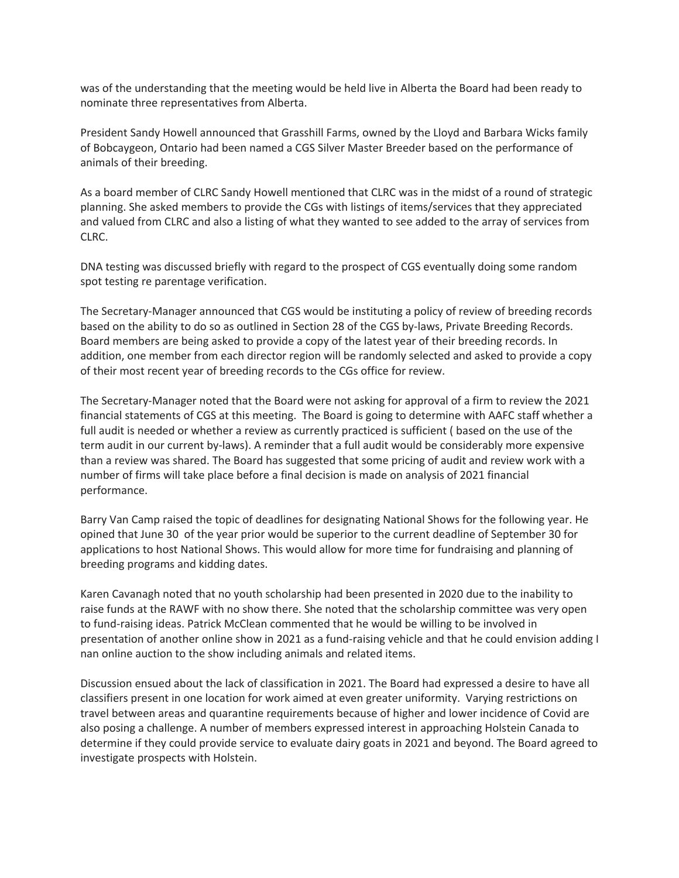was of the understanding that the meeting would be held live in Alberta the Board had been ready to nominate three representatives from Alberta.

President Sandy Howell announced that Grasshill Farms, owned by the Lloyd and Barbara Wicks family of Bobcaygeon, Ontario had been named a CGS Silver Master Breeder based on the performance of animals of their breeding.

As a board member of CLRC Sandy Howell mentioned that CLRC was in the midst of a round of strategic planning. She asked members to provide the CGs with listings of items/services that they appreciated and valued from CLRC and also a listing of what they wanted to see added to the array of services from CLRC.

DNA testing was discussed briefly with regard to the prospect of CGS eventually doing some random spot testing re parentage verification.

The Secretary-Manager announced that CGS would be instituting a policy of review of breeding records based on the ability to do so as outlined in Section 28 of the CGS by-laws, Private Breeding Records. Board members are being asked to provide a copy of the latest year of their breeding records. In addition, one member from each director region will be randomly selected and asked to provide a copy of their most recent year of breeding records to the CGs office for review.

The Secretary-Manager noted that the Board were not asking for approval of a firm to review the 2021 financial statements of CGS at this meeting. The Board is going to determine with AAFC staff whether a full audit is needed or whether a review as currently practiced is sufficient ( based on the use of the term audit in our current by-laws). A reminder that a full audit would be considerably more expensive than a review was shared. The Board has suggested that some pricing of audit and review work with a number of firms will take place before a final decision is made on analysis of 2021 financial performance.

Barry Van Camp raised the topic of deadlines for designating National Shows for the following year. He opined that June 30 of the year prior would be superior to the current deadline of September 30 for applications to host National Shows. This would allow for more time for fundraising and planning of breeding programs and kidding dates.

Karen Cavanagh noted that no youth scholarship had been presented in 2020 due to the inability to raise funds at the RAWF with no show there. She noted that the scholarship committee was very open to fund-raising ideas. Patrick McClean commented that he would be willing to be involved in presentation of another online show in 2021 as a fund-raising vehicle and that he could envision adding I nan online auction to the show including animals and related items.

Discussion ensued about the lack of classification in 2021. The Board had expressed a desire to have all classifiers present in one location for work aimed at even greater uniformity. Varying restrictions on travel between areas and quarantine requirements because of higher and lower incidence of Covid are also posing a challenge. A number of members expressed interest in approaching Holstein Canada to determine if they could provide service to evaluate dairy goats in 2021 and beyond. The Board agreed to investigate prospects with Holstein.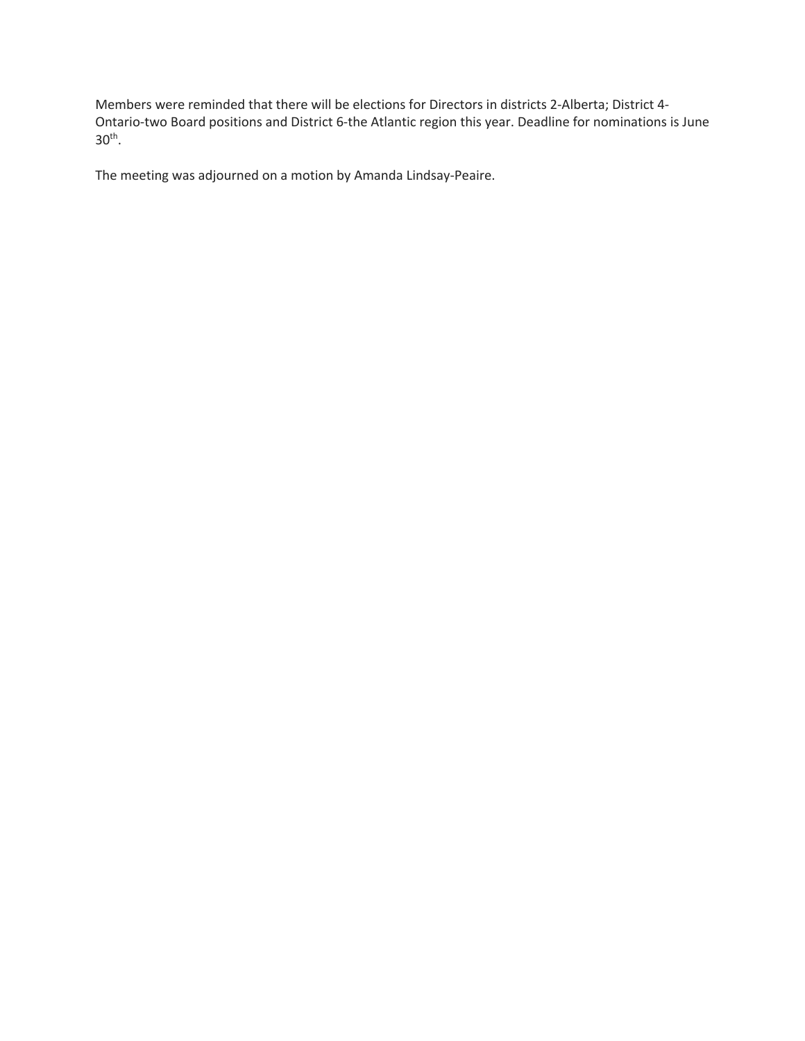Members were reminded that there will be elections for Directors in districts 2-Alberta; District 4-Ontario-two Board positions and District 6-the Atlantic region this year. Deadline for nominations is June 30th.

The meeting was adjourned on a motion by Amanda Lindsay-Peaire.